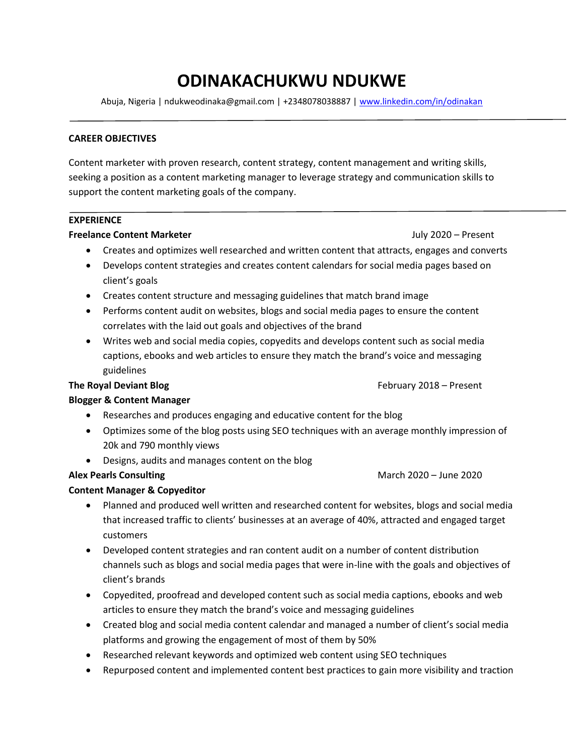# ODINAKACHUKWU NDUKWE

Abuja, Nigeria | ndukweodinaka@gmail.com | +2348078038887 | [www.linkedin.com/in/odinakan](www.linkedin.com/in/odinakan)

---

## CAREER OBJECTIVES

Content marketer with proven research, content strategy, content management and writing skills, seeking a position as a content marketing manager to leverage strategy and communication skills to support the content marketing goals of the company.

---

## EXPERIENCE

**Freelance Content Marketer** July 2020 – Present

- Creates and optimizes well researched and written content that attracts, engages and converts
- Develops content strategies and creates content calendars for social media pages based on client's goals
- Creates content structure and messaging guidelines that match brand image
- Performs content audit on websites, blogs and social media pages to ensure the content correlates with the laid out goals and objectives of the brand
- Writes web and social media copies, copyedits and develops content such as social media captions, ebooks and web articles to ensure they match the brand's voice and messaging guidelines

**The Royal Deviant Blog** February 2018 – Present

**Blogger & Content Manager**

- Researches and produces engaging and educative content for the blog
- Optimizes some of the blog posts using SEO techniques with an average monthly impression of 20k and 790 monthly views
- Designs, audits and manages content on the blog

**Alex Pearls Consulting** March 2020 – June 2020

**Content Manager & Copyeditor**

- Planned and produced well written and researched content for websites, blogs and social media that increased traffic to clients' businesses at an average of 40%, attracted and engaged target customers
- Developed content strategies and ran content audit on a number of content distribution channels such as blogs and social media pages that were in-line with the goals and objectives of client's brands
- Copyedited, proofread and developed content such as social media captions, ebooks and web articles to ensure they match the brand's voice and messaging guidelines
- Created blog and social media content calendar and managed a number of client's social media platforms and growing the engagement of most of them by 50%
- Researched relevant keywords and optimized web content using SEO techniques
- Repurposed content and implemented content best practices to gain more visibility and traction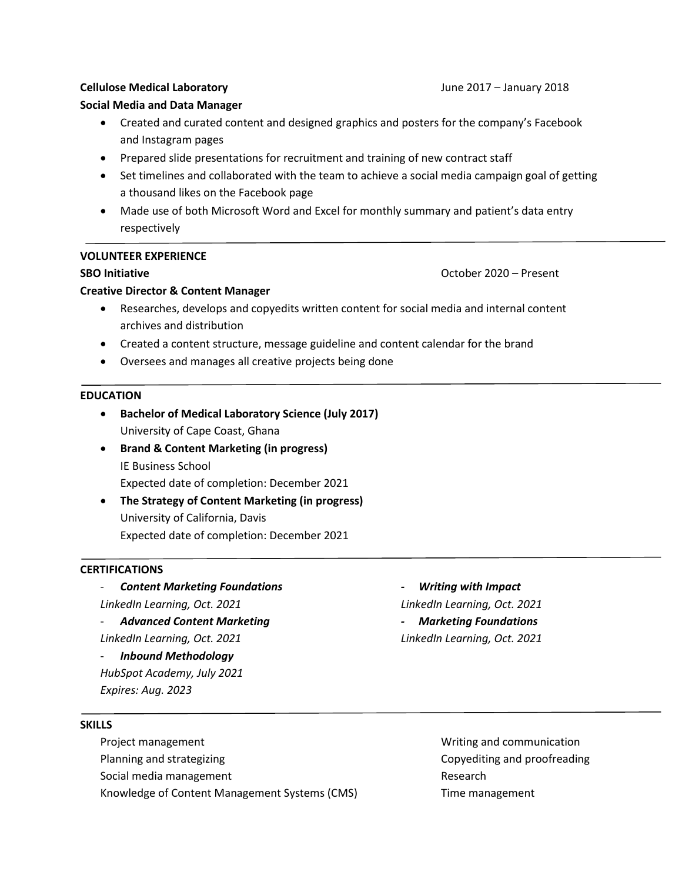**Cellulose Medical Laboratory** June 2017 – January 2018

**Social Media and Data Manager**

- Created and curated content and designed graphics and posters for the company's Facebook and Instagram pages
- Prepared slide presentations for recruitment and training of new contract staff
- Set timelines and collaborated with the team to achieve a social media campaign goal of getting a thousand likes on the Facebook page
- Made use of both Microsoft Word and Excel for monthly summary and patient's data entry respectively

---

## VOLUNTEER EXPERIENCE

**SBO Initiative** October 2020 – Present

**Creative Director & Content Manager**

- Researches, develops and copyedits written content for social media and internal content archives and distribution
- Created a content structure, message guideline and content calendar for the brand
- Oversees and manages all creative projects being done

---

## EDUCATION

- **Bachelor of Medical Laboratory Science (July 2017)**
  University of Cape Coast, Ghana
- **Brand & Content Marketing (in progress)**
  IE Business School
  Expected date of completion: December 2021
- **The Strategy of Content Marketing (in progress)**
  University of California, Davis
  Expected date of completion: December 2021

---

## CERTIFICATIONS

- ***Content Marketing Foundations***
  *LinkedIn Learning, Oct. 2021*
- ***Advanced Content Marketing***
  *LinkedIn Learning, Oct. 2021*
- ***Inbound Methodology***
  *HubSpot Academy, July 2021*
  *Expires: Aug. 2023*
- ***Writing with Impact***
  *LinkedIn Learning, Oct. 2021*
- ***Marketing Foundations***
  *LinkedIn Learning, Oct. 2021*

---

## SKILLS

Project management
Planning and strategizing
Social media management
Knowledge of Content Management Systems (CMS)
Writing and communication
Copyediting and proofreading
Research
Time management